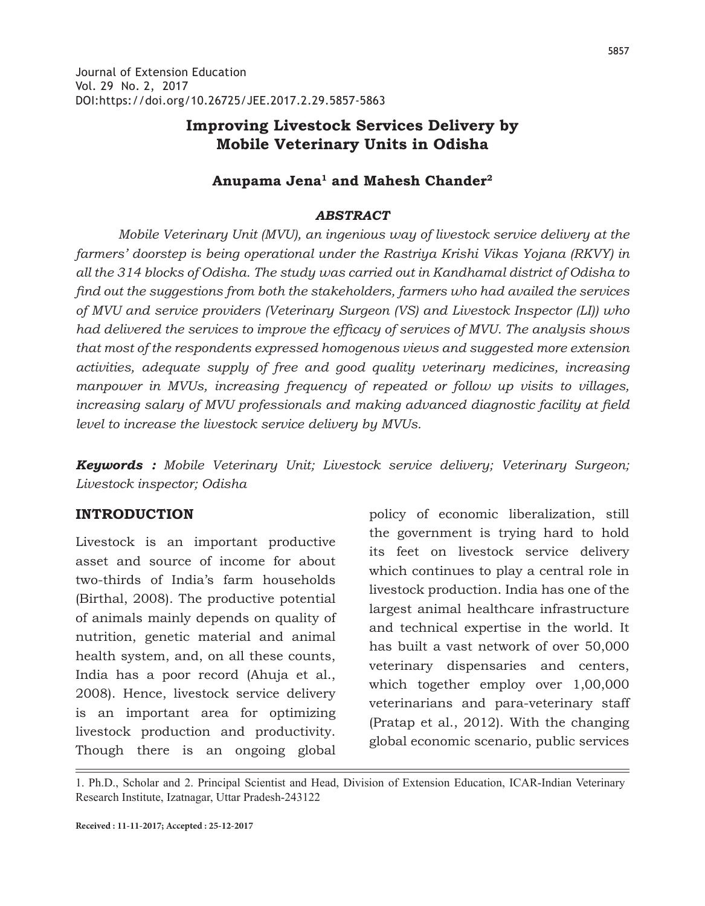Journal of Extension Education
Vol. 29 No. 2, 2017
DOI:https://doi.org/10.26725/JEE.2017.2.29.5857-5863

# Improving Livestock Services Delivery by Mobile Veterinary Units in Odisha

**Anupama Jena[1] and Mahesh Chander[2]**

### *ABSTRACT*

*Mobile Veterinary Unit (MVU), an ingenious way of livestock service delivery at the farmers' doorstep is being operational under the Rastriya Krishi Vikas Yojana (RKVY) in all the 314 blocks of Odisha. The study was carried out in Kandhamal district of Odisha to find out the suggestions from both the stakeholders, farmers who had availed the services of MVU and service providers (Veterinary Surgeon (VS) and Livestock Inspector (LI)) who had delivered the services to improve the efficacy of services of MVU. The analysis shows that most of the respondents expressed homogenous views and suggested more extension activities, adequate supply of free and good quality veterinary medicines, increasing manpower in MVUs, increasing frequency of repeated or follow up visits to villages, increasing salary of MVU professionals and making advanced diagnostic facility at field level to increase the livestock service delivery by MVUs.*

***Keywords :*** *Mobile Veterinary Unit; Livestock service delivery; Veterinary Surgeon; Livestock inspector; Odisha*

## INTRODUCTION

Livestock is an important productive asset and source of income for about two-thirds of India's farm households (Birthal, 2008). The productive potential of animals mainly depends on quality of nutrition, genetic material and animal health system, and, on all these counts, India has a poor record (Ahuja et al., 2008). Hence, livestock service delivery is an important area for optimizing livestock production and productivity. Though there is an ongoing global policy of economic liberalization, still the government is trying hard to hold its feet on livestock service delivery which continues to play a central role in livestock production. India has one of the largest animal healthcare infrastructure and technical expertise in the world. It has built a vast network of over 50,000 veterinary dispensaries and centers, which together employ over 1,00,000 veterinarians and para-veterinary staff (Pratap et al., 2012). With the changing global economic scenario, public services

1. Ph.D., Scholar and 2. Principal Scientist and Head, Division of Extension Education, ICAR-Indian Veterinary Research Institute, Izatnagar, Uttar Pradesh-243122

**Received : 11-11-2017; Accepted : 25-12-2017**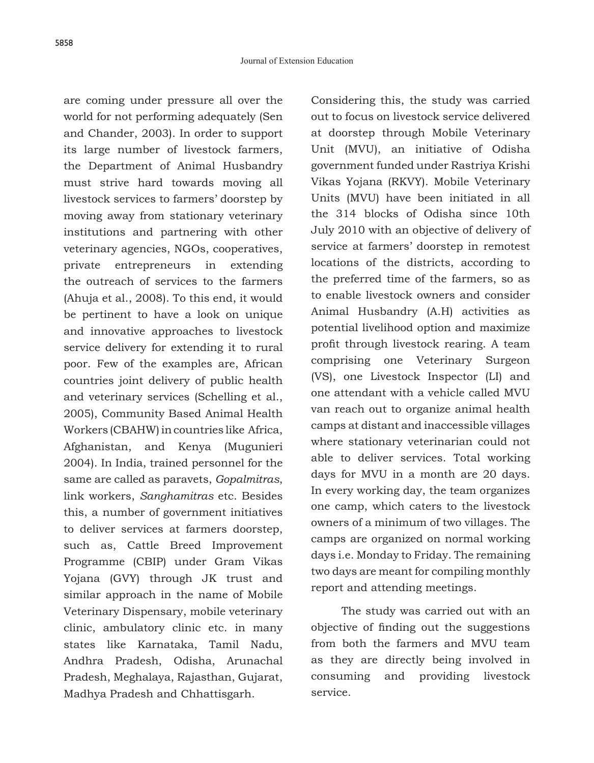are coming under pressure all over the world for not performing adequately (Sen and Chander, 2003). In order to support its large number of livestock farmers, the Department of Animal Husbandry must strive hard towards moving all livestock services to farmers' doorstep by moving away from stationary veterinary institutions and partnering with other veterinary agencies, NGOs, cooperatives, private entrepreneurs in extending the outreach of services to the farmers (Ahuja et al., 2008). To this end, it would be pertinent to have a look on unique and innovative approaches to livestock service delivery for extending it to rural poor. Few of the examples are, African countries joint delivery of public health and veterinary services (Schelling et al., 2005), Community Based Animal Health Workers (CBAHW) in countries like Africa, Afghanistan, and Kenya (Mugunieri 2004). In India, trained personnel for the same are called as paravets, *Gopalmitras*, link workers, *Sanghamitras* etc. Besides this, a number of government initiatives to deliver services at farmers doorstep, such as, Cattle Breed Improvement Programme (CBIP) under Gram Vikas Yojana (GVY) through JK trust and similar approach in the name of Mobile Veterinary Dispensary, mobile veterinary clinic, ambulatory clinic etc. in many states like Karnataka, Tamil Nadu, Andhra Pradesh, Odisha, Arunachal Pradesh, Meghalaya, Rajasthan, Gujarat, Madhya Pradesh and Chhattisgarh.

Considering this, the study was carried out to focus on livestock service delivered at doorstep through Mobile Veterinary Unit (MVU), an initiative of Odisha government funded under Rastriya Krishi Vikas Yojana (RKVY). Mobile Veterinary Units (MVU) have been initiated in all the 314 blocks of Odisha since 10th July 2010 with an objective of delivery of service at farmers' doorstep in remotest locations of the districts, according to the preferred time of the farmers, so as to enable livestock owners and consider Animal Husbandry (A.H) activities as potential livelihood option and maximize profit through livestock rearing. A team comprising one Veterinary Surgeon (VS), one Livestock Inspector (LI) and one attendant with a vehicle called MVU van reach out to organize animal health camps at distant and inaccessible villages where stationary veterinarian could not able to deliver services. Total working days for MVU in a month are 20 days. In every working day, the team organizes one camp, which caters to the livestock owners of a minimum of two villages. The camps are organized on normal working days i.e. Monday to Friday. The remaining two days are meant for compiling monthly report and attending meetings.

The study was carried out with an objective of finding out the suggestions from both the farmers and MVU team as they are directly being involved in consuming and providing livestock service.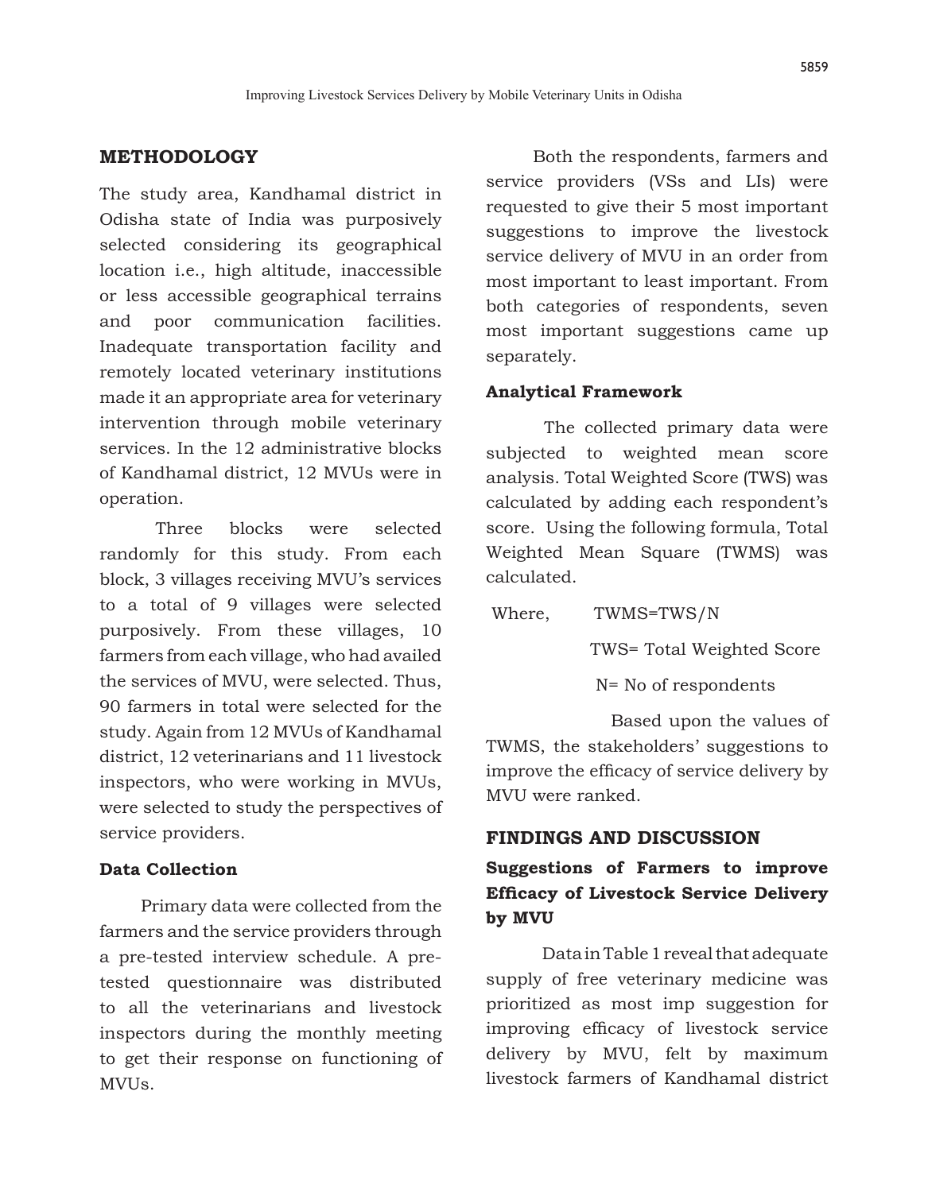## METHODOLOGY

The study area, Kandhamal district in Odisha state of India was purposively selected considering its geographical location i.e., high altitude, inaccessible or less accessible geographical terrains and poor communication facilities. Inadequate transportation facility and remotely located veterinary institutions made it an appropriate area for veterinary intervention through mobile veterinary services. In the 12 administrative blocks of Kandhamal district, 12 MVUs were in operation.

Three blocks were selected randomly for this study. From each block, 3 villages receiving MVU's services to a total of 9 villages were selected purposively. From these villages, 10 farmers from each village, who had availed the services of MVU, were selected. Thus, 90 farmers in total were selected for the study. Again from 12 MVUs of Kandhamal district, 12 veterinarians and 11 livestock inspectors, who were working in MVUs, were selected to study the perspectives of service providers.

### Data Collection

Primary data were collected from the farmers and the service providers through a pre-tested interview schedule. A pre-tested questionnaire was distributed to all the veterinarians and livestock inspectors during the monthly meeting to get their response on functioning of MVUs.

Both the respondents, farmers and service providers (VSs and LIs) were requested to give their 5 most important suggestions to improve the livestock service delivery of MVU in an order from most important to least important. From both categories of respondents, seven most important suggestions came up separately.

### Analytical Framework

The collected primary data were subjected to weighted mean score analysis. Total Weighted Score (TWS) was calculated by adding each respondent's score. Using the following formula, Total Weighted Mean Square (TWMS) was calculated.

Where, TWMS=TWS/N

TWS= Total Weighted Score

N= No of respondents

Based upon the values of TWMS, the stakeholders' suggestions to improve the efficacy of service delivery by MVU were ranked.

## FINDINGS AND DISCUSSION

### Suggestions of Farmers to improve Efficacy of Livestock Service Delivery by MVU

Data in Table 1 reveal that adequate supply of free veterinary medicine was prioritized as most imp suggestion for improving efficacy of livestock service delivery by MVU, felt by maximum livestock farmers of Kandhamal district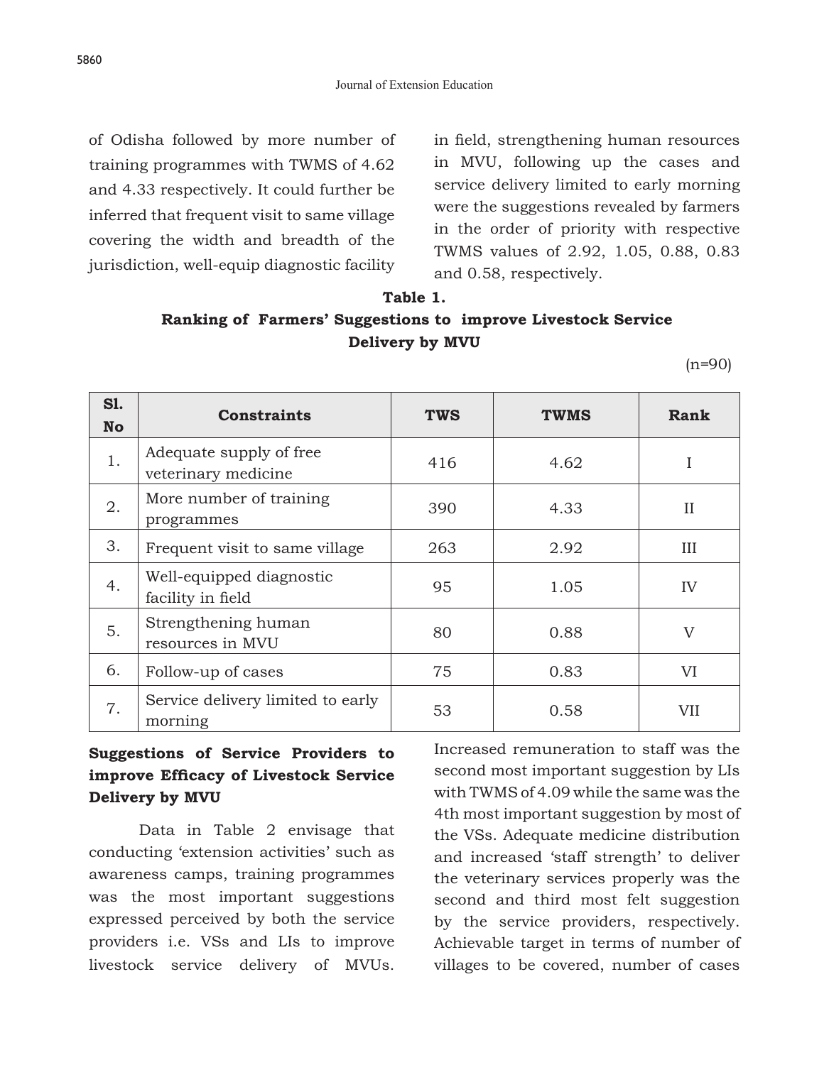of Odisha followed by more number of training programmes with TWMS of 4.62 and 4.33 respectively. It could further be inferred that frequent visit to same village covering the width and breadth of the jurisdiction, well-equip diagnostic facility in field, strengthening human resources in MVU, following up the cases and service delivery limited to early morning were the suggestions revealed by farmers in the order of priority with respective TWMS values of 2.92, 1.05, 0.88, 0.83 and 0.58, respectively.

**Table 1.**
**Ranking of Farmers' Suggestions to improve Livestock Service Delivery by MVU**

(n=90)

| Sl. No | Constraints | TWS | TWMS | Rank |
|---|---|---|---|---|
| 1. | Adequate supply of free veterinary medicine | 416 | 4.62 | I |
| 2. | More number of training programmes | 390 | 4.33 | II |
| 3. | Frequent visit to same village | 263 | 2.92 | III |
| 4. | Well-equipped diagnostic facility in field | 95 | 1.05 | IV |
| 5. | Strengthening human resources in MVU | 80 | 0.88 | V |
| 6. | Follow-up of cases | 75 | 0.83 | VI |
| 7. | Service delivery limited to early morning | 53 | 0.58 | VII |

**Suggestions of Service Providers to improve Efficacy of Livestock Service Delivery by MVU**

Data in Table 2 envisage that conducting 'extension activities' such as awareness camps, training programmes was the most important suggestions expressed perceived by both the service providers i.e. VSs and LIs to improve livestock service delivery of MVUs. Increased remuneration to staff was the second most important suggestion by LIs with TWMS of 4.09 while the same was the 4th most important suggestion by most of the VSs. Adequate medicine distribution and increased 'staff strength' to deliver the veterinary services properly was the second and third most felt suggestion by the service providers, respectively. Achievable target in terms of number of villages to be covered, number of cases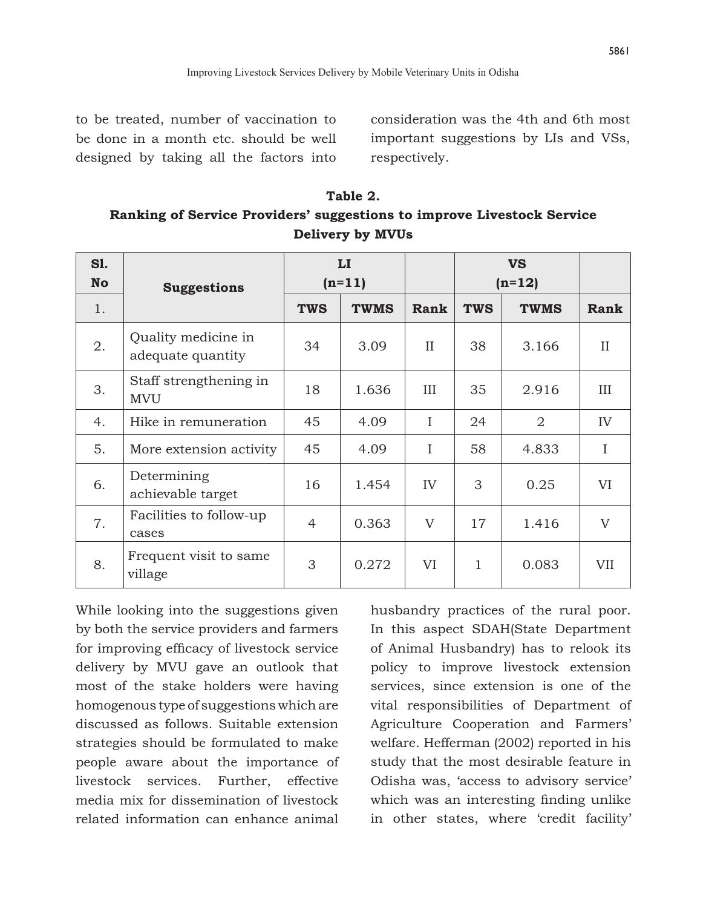to be treated, number of vaccination to be done in a month etc. should be well designed by taking all the factors into consideration was the 4th and 6th most important suggestions by LIs and VSs, respectively.

**Table 2.**
**Ranking of Service Providers' suggestions to improve Livestock Service Delivery by MVUs**

| Sl. No | Suggestions | LI (n=11) | | | VS (n=12) | | |
|---|---|---|---|---|---|---|---|
| 1. | | TWS | TWMS | Rank | TWS | TWMS | Rank |
| 2. | Quality medicine in adequate quantity | 34 | 3.09 | II | 38 | 3.166 | II |
| 3. | Staff strengthening in MVU | 18 | 1.636 | III | 35 | 2.916 | III |
| 4. | Hike in remuneration | 45 | 4.09 | I | 24 | 2 | IV |
| 5. | More extension activity | 45 | 4.09 | I | 58 | 4.833 | I |
| 6. | Determining achievable target | 16 | 1.454 | IV | 3 | 0.25 | VI |
| 7. | Facilities to follow-up cases | 4 | 0.363 | V | 17 | 1.416 | V |
| 8. | Frequent visit to same village | 3 | 0.272 | VI | 1 | 0.083 | VII |

While looking into the suggestions given by both the service providers and farmers for improving efficacy of livestock service delivery by MVU gave an outlook that most of the stake holders were having homogenous type of suggestions which are discussed as follows. Suitable extension strategies should be formulated to make people aware about the importance of livestock services. Further, effective media mix for dissemination of livestock related information can enhance animal husbandry practices of the rural poor. In this aspect SDAH(State Department of Animal Husbandry) has to relook its policy to improve livestock extension services, since extension is one of the vital responsibilities of Department of Agriculture Cooperation and Farmers' welfare. Hefferman (2002) reported in his study that the most desirable feature in Odisha was, 'access to advisory service' which was an interesting finding unlike in other states, where 'credit facility'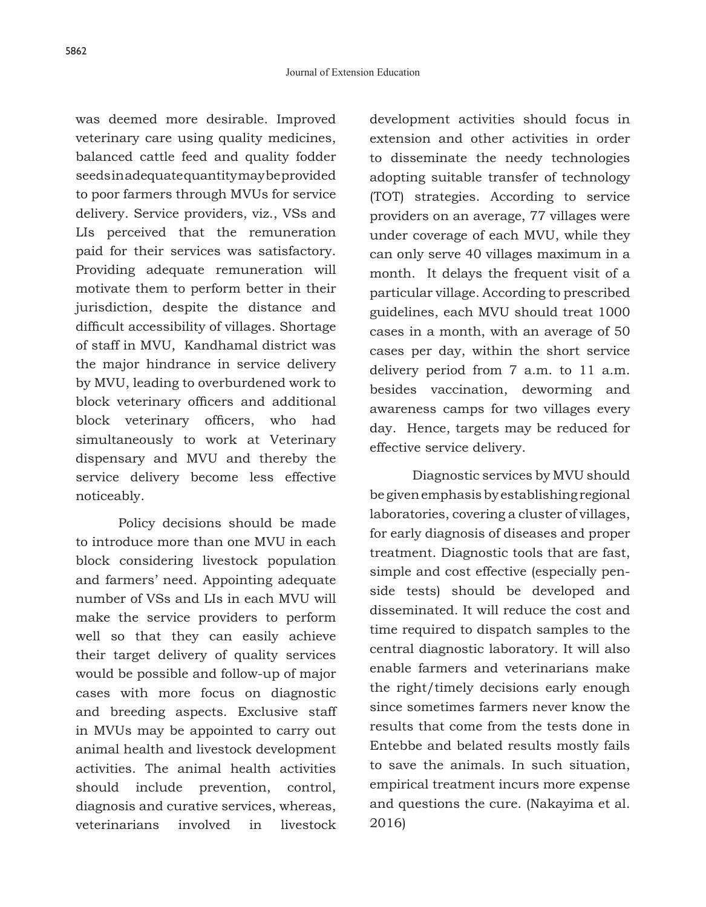was deemed more desirable. Improved veterinary care using quality medicines, balanced cattle feed and quality fodder seeds in adequate quantity may be provided to poor farmers through MVUs for service delivery. Service providers, viz., VSs and LIs perceived that the remuneration paid for their services was satisfactory. Providing adequate remuneration will motivate them to perform better in their jurisdiction, despite the distance and difficult accessibility of villages. Shortage of staff in MVU, Kandhamal district was the major hindrance in service delivery by MVU, leading to overburdened work to block veterinary officers and additional block veterinary officers, who had simultaneously to work at Veterinary dispensary and MVU and thereby the service delivery become less effective noticeably.

Policy decisions should be made to introduce more than one MVU in each block considering livestock population and farmers' need. Appointing adequate number of VSs and LIs in each MVU will make the service providers to perform well so that they can easily achieve their target delivery of quality services would be possible and follow-up of major cases with more focus on diagnostic and breeding aspects. Exclusive staff in MVUs may be appointed to carry out animal health and livestock development activities. The animal health activities should include prevention, control, diagnosis and curative services, whereas, veterinarians involved in livestock development activities should focus in extension and other activities in order to disseminate the needy technologies adopting suitable transfer of technology (TOT) strategies. According to service providers on an average, 77 villages were under coverage of each MVU, while they can only serve 40 villages maximum in a month. It delays the frequent visit of a particular village. According to prescribed guidelines, each MVU should treat 1000 cases in a month, with an average of 50 cases per day, within the short service delivery period from 7 a.m. to 11 a.m. besides vaccination, deworming and awareness camps for two villages every day. Hence, targets may be reduced for effective service delivery.

Diagnostic services by MVU should be given emphasis by establishing regional laboratories, covering a cluster of villages, for early diagnosis of diseases and proper treatment. Diagnostic tools that are fast, simple and cost effective (especially pen-side tests) should be developed and disseminated. It will reduce the cost and time required to dispatch samples to the central diagnostic laboratory. It will also enable farmers and veterinarians make the right/timely decisions early enough since sometimes farmers never know the results that come from the tests done in Entebbe and belated results mostly fails to save the animals. In such situation, empirical treatment incurs more expense and questions the cure. (Nakayima et al. 2016)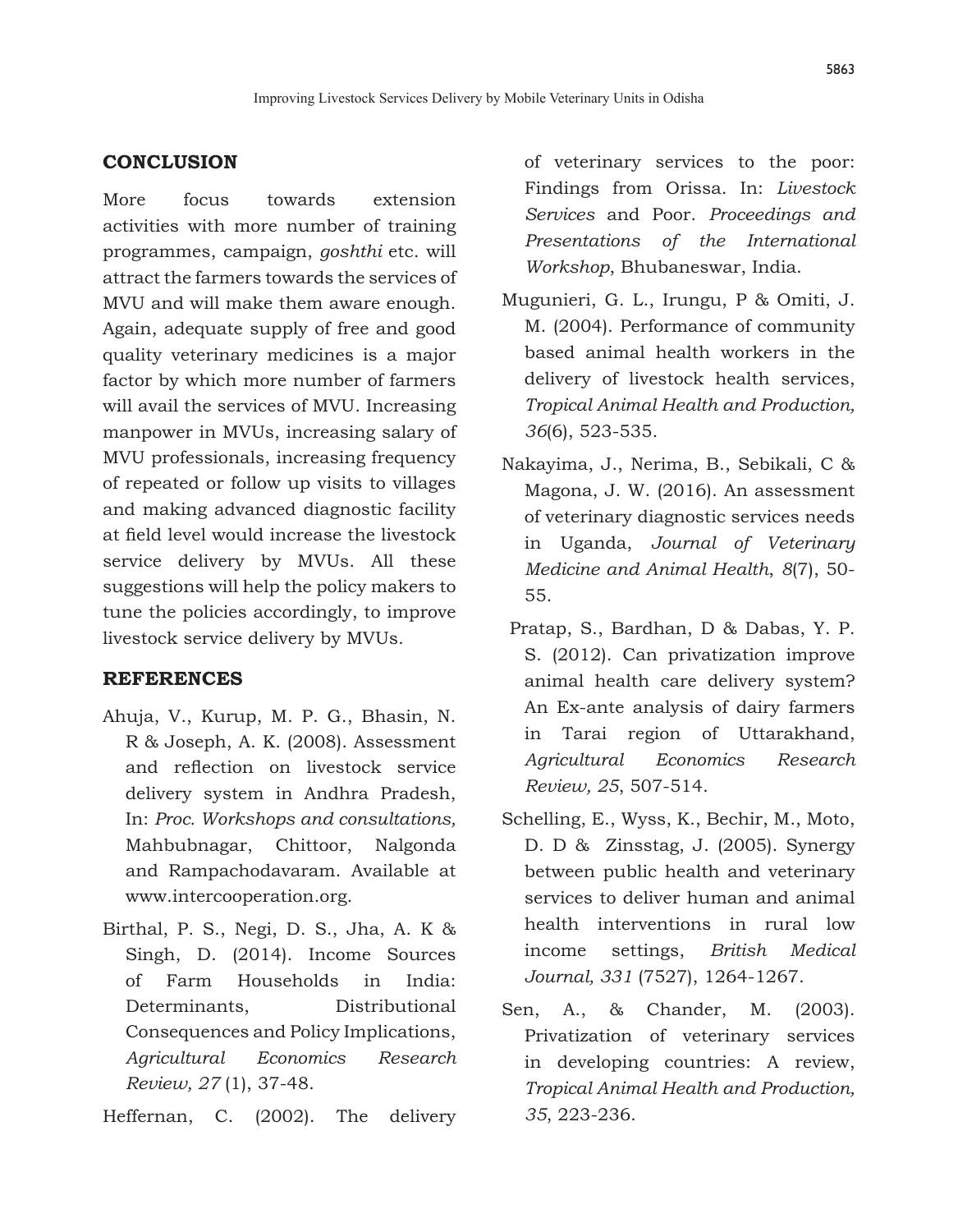## CONCLUSION

More focus towards extension activities with more number of training programmes, campaign, *goshthi* etc. will attract the farmers towards the services of MVU and will make them aware enough. Again, adequate supply of free and good quality veterinary medicines is a major factor by which more number of farmers will avail the services of MVU. Increasing manpower in MVUs, increasing salary of MVU professionals, increasing frequency of repeated or follow up visits to villages and making advanced diagnostic facility at field level would increase the livestock service delivery by MVUs. All these suggestions will help the policy makers to tune the policies accordingly, to improve livestock service delivery by MVUs.

## REFERENCES

Ahuja, V., Kurup, M. P. G., Bhasin, N. R & Joseph, A. K. (2008). Assessment and reflection on livestock service delivery system in Andhra Pradesh, In: *Proc. Workshops and consultations,* Mahbubnagar, Chittoor, Nalgonda and Rampachodavaram. Available at www.intercooperation.org.

Birthal, P. S., Negi, D. S., Jha, A. K & Singh, D. (2014). Income Sources of Farm Households in India: Determinants, Distributional Consequences and Policy Implications, *Agricultural Economics Research Review, 27* (1), 37-48.

Heffernan, C. (2002). The delivery of veterinary services to the poor: Findings from Orissa. In: *Livestock Services* and Poor. *Proceedings and Presentations of the International Workshop*, Bhubaneswar, India.

Mugunieri, G. L., Irungu, P & Omiti, J. M. (2004). Performance of community based animal health workers in the delivery of livestock health services, *Tropical Animal Health and Production, 36*(6), 523-535.

Nakayima, J., Nerima, B., Sebikali, C & Magona, J. W. (2016). An assessment of veterinary diagnostic services needs in Uganda, *Journal of Veterinary Medicine and Animal Health*, *8*(7), 50-55.

Pratap, S., Bardhan, D & Dabas, Y. P. S. (2012). Can privatization improve animal health care delivery system? An Ex-ante analysis of dairy farmers in Tarai region of Uttarakhand, *Agricultural Economics Research Review, 25*, 507-514.

Schelling, E., Wyss, K., Bechir, M., Moto, D. D & Zinsstag, J. (2005). Synergy between public health and veterinary services to deliver human and animal health interventions in rural low income settings, *British Medical Journal, 331* (7527), 1264-1267.

Sen, A., & Chander, M. (2003). Privatization of veterinary services in developing countries: A review, *Tropical Animal Health and Production, 35*, 223-236.